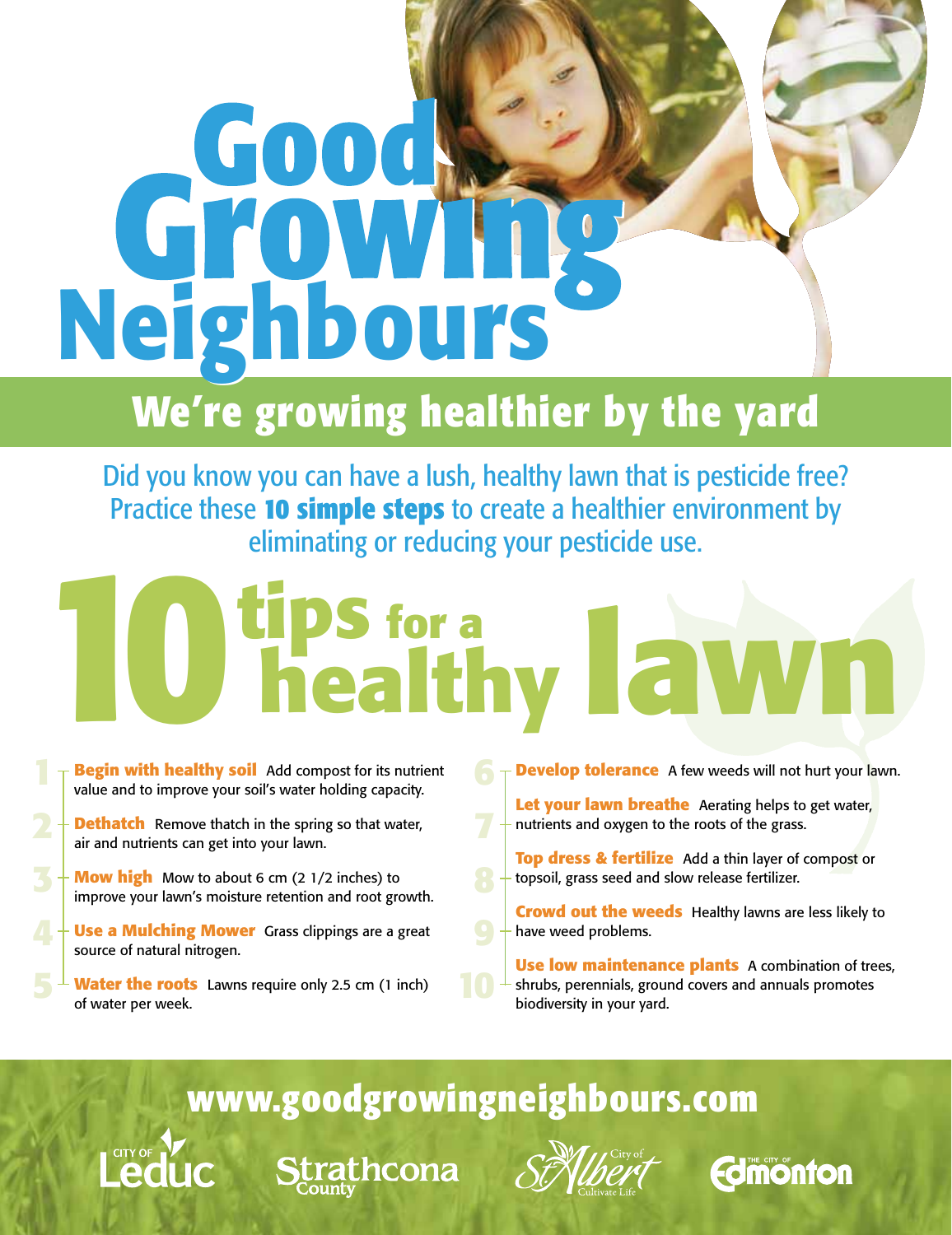# Good Growing Neighbours

## We're growing healthier by the yard

Did you know you can have a lush, healthy lawn that is pesticide free? Practice these **10 simple steps** to create a healthier environment by eliminating or reducing your pesticide use.

# 10 tips for a healthy lawn

1. **Begin with healthy soil** Add compost for its nutrient value and to improve your soil's water holding capacity.
2. **Dethatch** Remove thatch in the spring so that water, air and nutrients can get into your lawn.
3. **Mow high** Mow to about 6 cm (2 1/2 inches) to improve your lawn's moisture retention and root growth.
4. **Use a Mulching Mower** Grass clippings are a great source of natural nitrogen.
5. **Water the roots** Lawns require only 2.5 cm (1 inch) of water per week.
6. **Develop tolerance** A few weeds will not hurt your lawn.
7. **Let your lawn breathe** Aerating helps to get water, nutrients and oxygen to the roots of the grass.
8. **Top dress & fertilize** Add a thin layer of compost or topsoil, grass seed and slow release fertilizer.
9. **Crowd out the weeds** Healthy lawns are less likely to have weed problems.
10. **Use low maintenance plants** A combination of trees, shrubs, perennials, ground covers and annuals promotes biodiversity in your yard.

**www.goodgrowingneighbours.com**

City of Leduc | Strathcona County | City of St. Albert – Cultivate Life | The City of Edmonton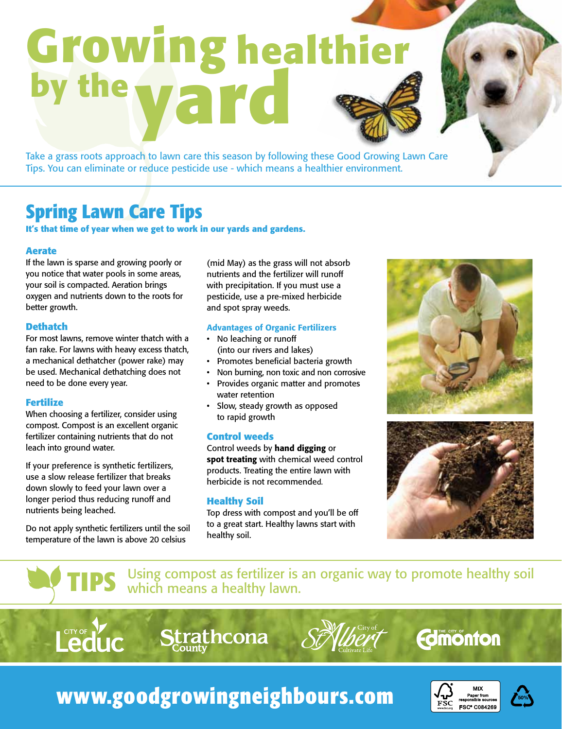# Growing healthier by the yard

Take a grass roots approach to lawn care this season by following these Good Growing Lawn Care Tips. You can eliminate or reduce pesticide use - which means a healthier environment.

## Spring Lawn Care Tips

**It's that time of year when we get to work in our yards and gardens.**

### Aerate

If the lawn is sparse and growing poorly or you notice that water pools in some areas, your soil is compacted. Aeration brings oxygen and nutrients down to the roots for better growth.

### Dethatch

For most lawns, remove winter thatch with a fan rake. For lawns with heavy excess thatch, a mechanical dethatcher (power rake) may be used. Mechanical dethatching does not need to be done every year.

### Fertilize

When choosing a fertilizer, consider using compost. Compost is an excellent organic fertilizer containing nutrients that do not leach into ground water.

If your preference is synthetic fertilizers, use a slow release fertilizer that breaks down slowly to feed your lawn over a longer period thus reducing runoff and nutrients being leached.

Do not apply synthetic fertilizers until the soil temperature of the lawn is above 20 celsius (mid May) as the grass will not absorb nutrients and the fertilizer will runoff with precipitation. If you must use a pesticide, use a pre-mixed herbicide and spot spray weeds.

#### Advantages of Organic Fertilizers

- No leaching or runoff (into our rivers and lakes)
- Promotes beneficial bacteria growth
- Non burning, non toxic and non corrosive
- Provides organic matter and promotes water retention
- Slow, steady growth as opposed to rapid growth

### Control weeds

Control weeds by **hand digging** or **spot treating** with chemical weed control products. Treating the entire lawn with herbicide is not recommended.

### Healthy Soil

Top dress with compost and you'll be off to a great start. Healthy lawns start with healthy soil.

**TIPS** Using compost as fertilizer is an organic way to promote healthy soil which means a healthy lawn.

City of Leduc | Strathcona County | City of St. Albert Cultivate Life | The City of Edmonton

www.goodgrowingneighbours.com

MIX Paper from responsible sources FSC® C084269